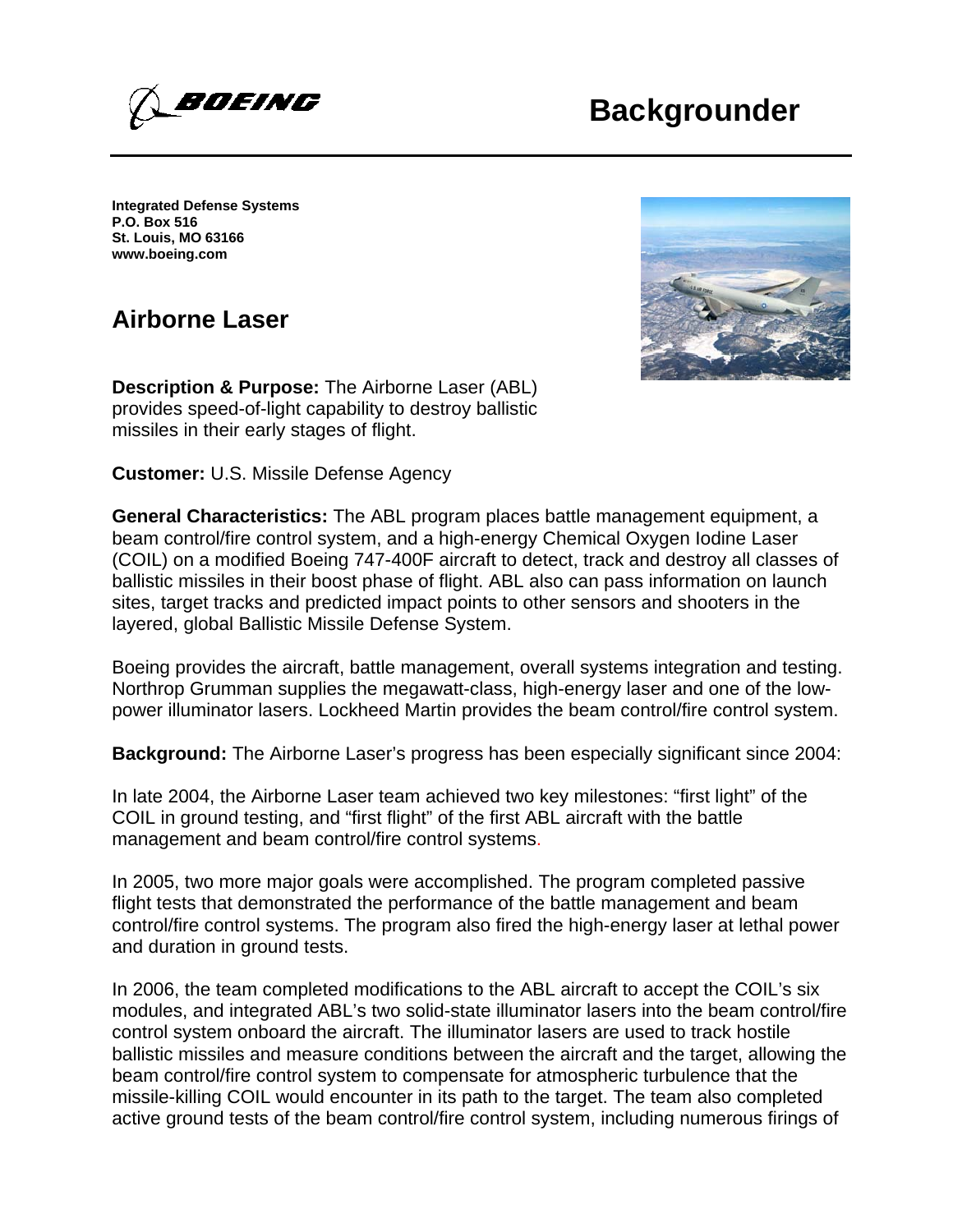# Backgrounder

**Integrated Defense Systems**
**P.O. Box 516**
**St. Louis, MO 63166**
**www.boeing.com**

## Airborne Laser

**Description & Purpose:** The Airborne Laser (ABL) provides speed-of-light capability to destroy ballistic missiles in their early stages of flight.

**Customer:** U.S. Missile Defense Agency

**General Characteristics:** The ABL program places battle management equipment, a beam control/fire control system, and a high-energy Chemical Oxygen Iodine Laser (COIL) on a modified Boeing 747-400F aircraft to detect, track and destroy all classes of ballistic missiles in their boost phase of flight. ABL also can pass information on launch sites, target tracks and predicted impact points to other sensors and shooters in the layered, global Ballistic Missile Defense System.

Boeing provides the aircraft, battle management, overall systems integration and testing. Northrop Grumman supplies the megawatt-class, high-energy laser and one of the low-power illuminator lasers. Lockheed Martin provides the beam control/fire control system.

**Background:** The Airborne Laser's progress has been especially significant since 2004:

In late 2004, the Airborne Laser team achieved two key milestones: "first light" of the COIL in ground testing, and "first flight" of the first ABL aircraft with the battle management and beam control/fire control systems.

In 2005, two more major goals were accomplished. The program completed passive flight tests that demonstrated the performance of the battle management and beam control/fire control systems. The program also fired the high-energy laser at lethal power and duration in ground tests.

In 2006, the team completed modifications to the ABL aircraft to accept the COIL's six modules, and integrated ABL's two solid-state illuminator lasers into the beam control/fire control system onboard the aircraft. The illuminator lasers are used to track hostile ballistic missiles and measure conditions between the aircraft and the target, allowing the beam control/fire control system to compensate for atmospheric turbulence that the missile-killing COIL would encounter in its path to the target. The team also completed active ground tests of the beam control/fire control system, including numerous firings of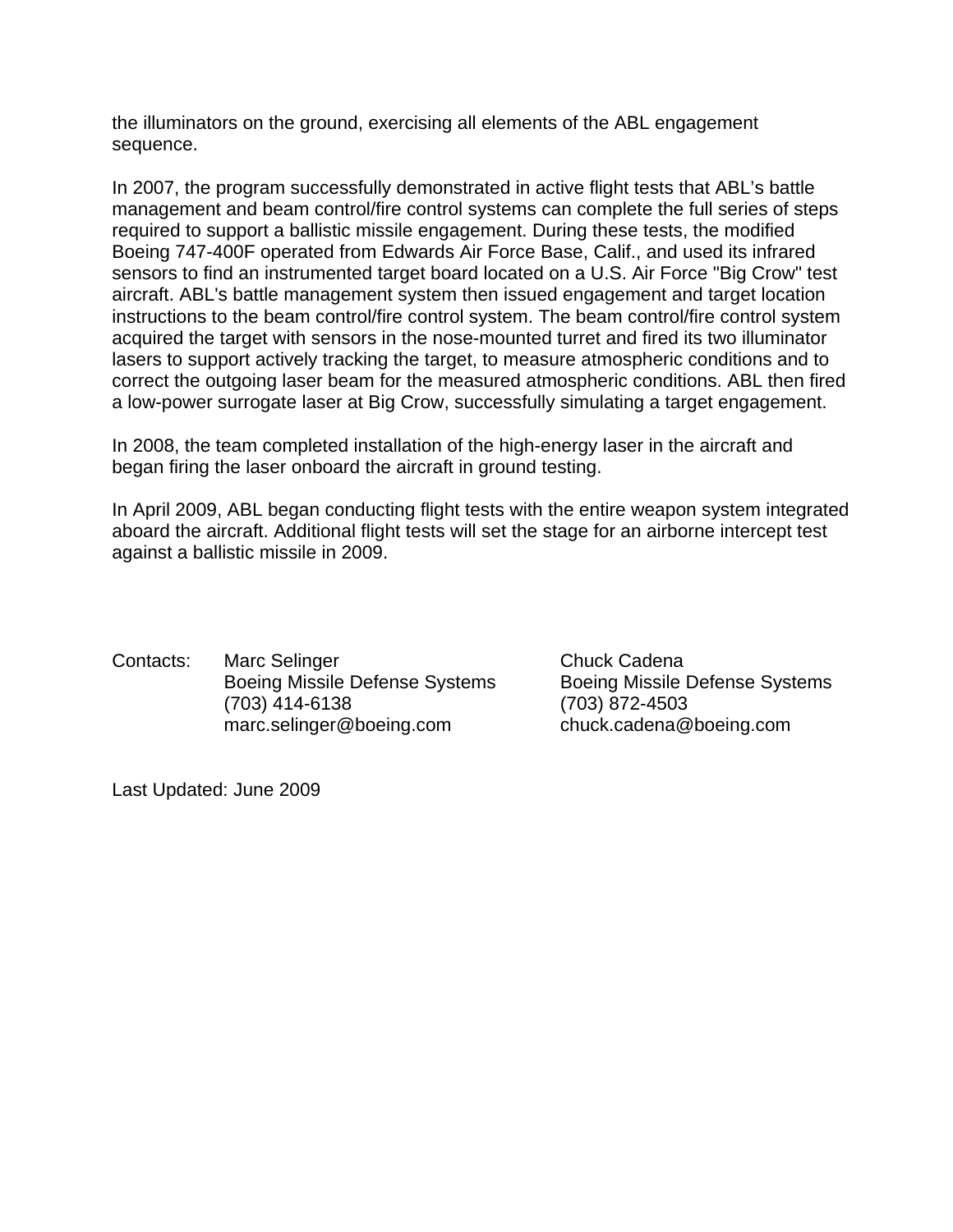the illuminators on the ground, exercising all elements of the ABL engagement sequence.

In 2007, the program successfully demonstrated in active flight tests that ABL's battle management and beam control/fire control systems can complete the full series of steps required to support a ballistic missile engagement. During these tests, the modified Boeing 747-400F operated from Edwards Air Force Base, Calif., and used its infrared sensors to find an instrumented target board located on a U.S. Air Force "Big Crow" test aircraft. ABL's battle management system then issued engagement and target location instructions to the beam control/fire control system. The beam control/fire control system acquired the target with sensors in the nose-mounted turret and fired its two illuminator lasers to support actively tracking the target, to measure atmospheric conditions and to correct the outgoing laser beam for the measured atmospheric conditions. ABL then fired a low-power surrogate laser at Big Crow, successfully simulating a target engagement.

In 2008, the team completed installation of the high-energy laser in the aircraft and began firing the laser onboard the aircraft in ground testing.

In April 2009, ABL began conducting flight tests with the entire weapon system integrated aboard the aircraft. Additional flight tests will set the stage for an airborne intercept test against a ballistic missile in 2009.

Contacts:

Marc Selinger
Boeing Missile Defense Systems
(703) 414-6138
marc.selinger@boeing.com

Chuck Cadena
Boeing Missile Defense Systems
(703) 872-4503
chuck.cadena@boeing.com

Last Updated: June 2009